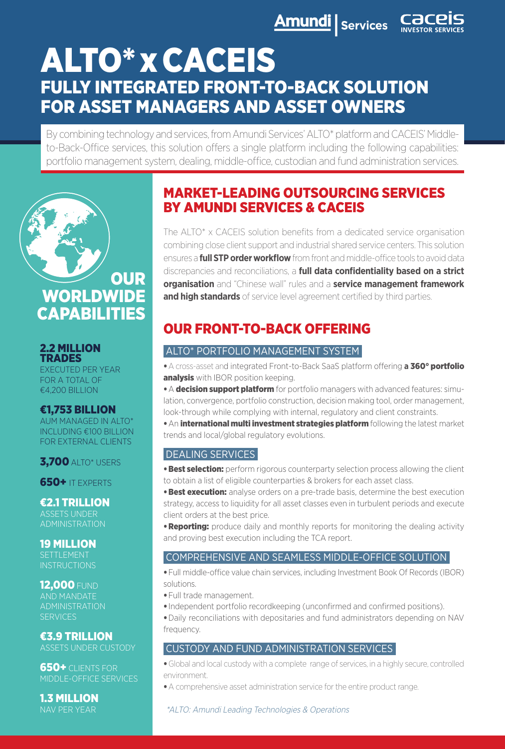# ALTO* x CACEIS

## FULLY INTEGRATED FRONT-TO-BACK SOLUTION FOR ASSET MANAGERS AND ASSET OWNERS

By combining technology and services, from Amundi Services' ALTO* platform and CACEIS' Middle-to-Back-Office services, this solution offers a single platform including the following capabilities: portfolio management system, dealing, middle-office, custodian and fund administration services.

## OUR WORLDWIDE CAPABILITIES

**2.2 MILLION TRADES** EXECUTED PER YEAR FOR A TOTAL OF €4,200 BILLION

**€1,753 BILLION** AUM MANAGED IN ALTO* INCLUDING €100 BILLION FOR EXTERNAL CLIENTS

**3,700** ALTO* USERS

**650+** IT EXPERTS

**€2.1 TRILLION** ASSETS UNDER ADMINISTRATION

**19 MILLION** SETTLEMENT INSTRUCTIONS

**12,000** FUND AND MANDATE ADMINISTRATION SERVICES

**€3.9 TRILLION** ASSETS UNDER CUSTODY

**650+** CLIENTS FOR MIDDLE-OFFICE SERVICES

**1.3 MILLION** NAV PER YEAR

## MARKET-LEADING OUTSOURCING SERVICES BY AMUNDI SERVICES & CACEIS

The ALTO* x CACEIS solution benefits from a dedicated service organisation combining close client support and industrial shared service centers. This solution ensures a **full STP order workflow** from front and middle-office tools to avoid data discrepancies and reconciliations, a **full data confidentiality based on a strict organisation** and "Chinese wall" rules and a **service management framework and high standards** of service level agreement certified by third parties.

## OUR FRONT-TO-BACK OFFERING

### ALTO* PORTFOLIO MANAGEMENT SYSTEM

- A cross-asset and integrated Front-to-Back SaaS platform offering **a 360° portfolio analysis** with IBOR position keeping.
- A **decision support platform** for portfolio managers with advanced features: simulation, convergence, portfolio construction, decision making tool, order management, look-through while complying with internal, regulatory and client constraints.
- An **international multi investment strategies platform** following the latest market trends and local/global regulatory evolutions.

### DEALING SERVICES

- **Best selection:** perform rigorous counterparty selection process allowing the client to obtain a list of eligible counterparties & brokers for each asset class.
- **Best execution:** analyse orders on a pre-trade basis, determine the best execution strategy, access to liquidity for all asset classes even in turbulent periods and execute client orders at the best price.
- **Reporting:** produce daily and monthly reports for monitoring the dealing activity and proving best execution including the TCA report.

### COMPREHENSIVE AND SEAMLESS MIDDLE-OFFICE SOLUTION

- Full middle-office value chain services, including Investment Book Of Records (IBOR) solutions.
- Full trade management.
- Independent portfolio recordkeeping (unconfirmed and confirmed positions).
- Daily reconciliations with depositaries and fund administrators depending on NAV frequency.

### CUSTODY AND FUND ADMINISTRATION SERVICES

- Global and local custody with a complete range of services, in a highly secure, controlled environment.
- A comprehensive asset administration service for the entire product range.

*\*ALTO: Amundi Leading Technologies & Operations*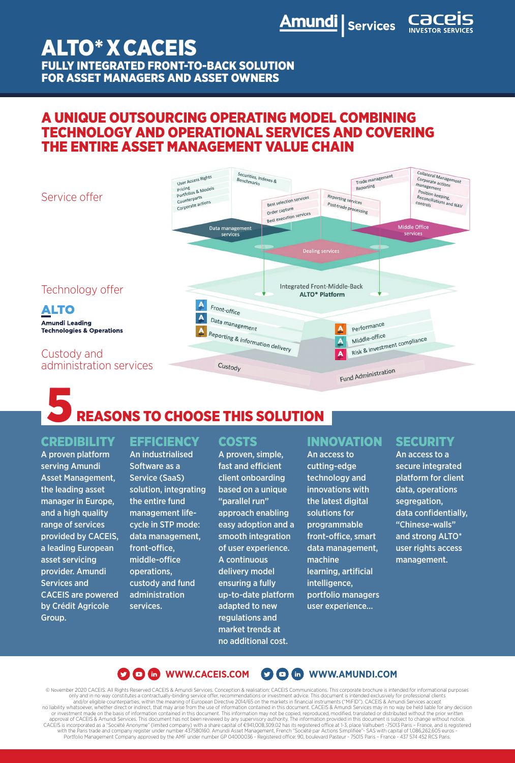Amundi | Services caceis INVESTOR SERVICES

# ALTO* X CACEIS

**FULLY INTEGRATED FRONT-TO-BACK SOLUTION FOR ASSET MANAGERS AND ASSET OWNERS**

## A UNIQUE OUTSOURCING OPERATING MODEL COMBINING TECHNOLOGY AND OPERATIONAL SERVICES AND COVERING THE ENTIRE ASSET MANAGEMENT VALUE CHAIN

Service offer

User Access Rights
Pricing
Portfolios & Models
Counterparts
Corporate actions

Securities, Indexes & Benchmarks

Best selection services
Order capture
Best execution services

Reporting services
Post-trade processing

Trade management
Reporting

Collateral Management
Corporate actions management
Position keeping, Reconciliations and NAV controls

Data management services

Dealing services

Middle Office services

Technology offer

**ALTO**
**Amundi Leading Technologies & Operations**

Integrated Front-Middle-Back
**ALTO* Platform**

Front-office
Data management
Reporting & information delivery
Performance
Middle-office
Risk & investment compliance

Custody and administration services

Custody
Fund Administration

## 5 REASONS TO CHOOSE THIS SOLUTION

### CREDIBILITY
A proven platform serving Amundi Asset Management, the leading asset manager in Europe, and a high quality range of services provided by CACEIS, a leading European asset servicing provider. Amundi Services and CACEIS are powered by Crédit Agricole Group.

### EFFICIENCY
An industrialised Software as a Service (SaaS) solution, integrating the entire fund management life-cycle in STP mode: data management, front-office, middle-office operations, custody and fund administration services.

### COSTS
A proven, simple, fast and efficient client onboarding based on a unique "parallel run" approach enabling easy adoption and a smooth integration of user experience. A continuous delivery model ensuring a fully up-to-date platform adapted to new regulations and market trends at no additional cost.

### INNOVATION
An access to cutting-edge technology and innovations with the latest digital solutions for programmable front-office, smart data management, machine learning, artificial intelligence, portfolio managers user experience...

### SECURITY
An access to a secure integrated platform for client data, operations segregation, data confidentially, "Chinese-walls" and strong ALTO* user rights access management.

WWW.CACEIS.COM WWW.AMUNDI.COM

© November 2020 CACEIS. All Rights Reserved CACEIS & Amundi Services. Conception & realisation: CACEIS Communications. This corporate brochure is intended for information purposes only and in no way constitutes a contractually-binding service offer, recommendations or investment advice. This document is intended exclusively for professional clients and/or eligible counterparties, within the meaning of European Directive 2014/65 on the markets in financial instruments ("MiFID"). CACEIS & Amundi Services accept no liability whatsoever, whether direct or indirect, that may arise from the use of information contained in this document. CACEIS & Amundi Services may in no way be held liable for any decision or investment made on the basis of information contained in this document. This information may not be copied, reproduced, modified, translated or distributed without the prior written approval of CACEIS & Amundi Services. This document has not been reviewed by any supervisory authority. The information provided in this document is subject to change without notice. CACEIS is incorporated as a "Société Anonyme" (limited company) with a share capital of €941,008,309.02 has its registered office at 1-3, place Valhubert -75013 Paris – France, and is registered with the Paris trade and company register under number 437580160. Amundi Asset Management, French "Société par Actions Simplifiée"- SAS with capital of 1,086,262,605 euros - Portfolio Management Company approved by the AMF under number GP 04000036 - Registered office: 90, boulevard Pasteur - 75015 Paris – France - 437 574 452 RCS Paris.